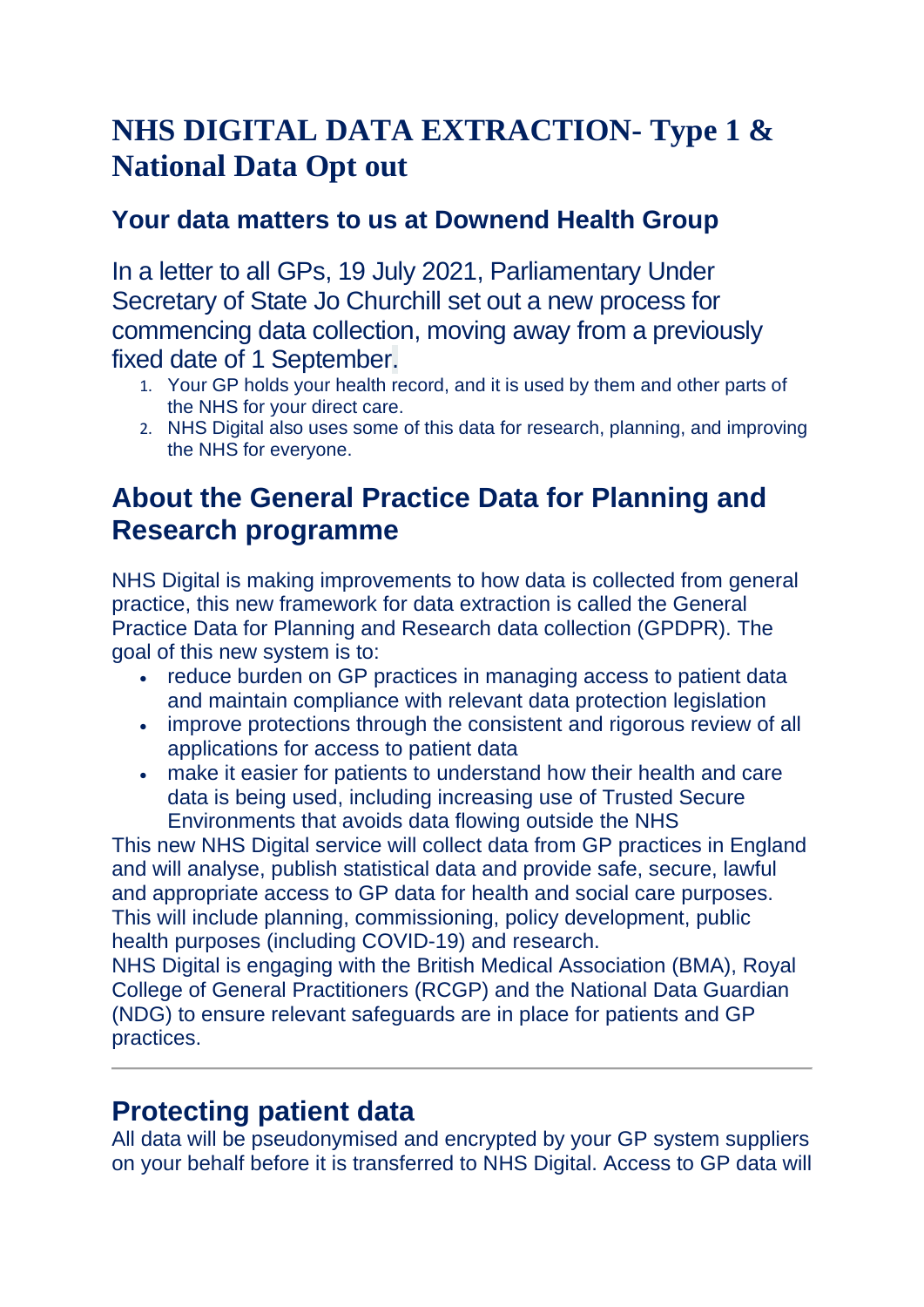# NHS DIGITAL DATA EXTRACTION- Type 1 & National Data Opt out

## Your data matters to us at Downend Health Group

In a letter to all GPs, 19 July 2021, Parliamentary Under Secretary of State Jo Churchill set out a new process for commencing data collection, moving away from a previously fixed date of 1 September.

1. Your GP holds your health record, and it is used by them and other parts of the NHS for your direct care.
2. NHS Digital also uses some of this data for research, planning, and improving the NHS for everyone.

## About the General Practice Data for Planning and Research programme

NHS Digital is making improvements to how data is collected from general practice, this new framework for data extraction is called the General Practice Data for Planning and Research data collection (GPDPR). The goal of this new system is to:

- reduce burden on GP practices in managing access to patient data and maintain compliance with relevant data protection legislation
- improve protections through the consistent and rigorous review of all applications for access to patient data
- make it easier for patients to understand how their health and care data is being used, including increasing use of Trusted Secure Environments that avoids data flowing outside the NHS

This new NHS Digital service will collect data from GP practices in England and will analyse, publish statistical data and provide safe, secure, lawful and appropriate access to GP data for health and social care purposes. This will include planning, commissioning, policy development, public health purposes (including COVID-19) and research.

NHS Digital is engaging with the British Medical Association (BMA), Royal College of General Practitioners (RCGP) and the National Data Guardian (NDG) to ensure relevant safeguards are in place for patients and GP practices.

---

## Protecting patient data

All data will be pseudonymised and encrypted by your GP system suppliers on your behalf before it is transferred to NHS Digital. Access to GP data will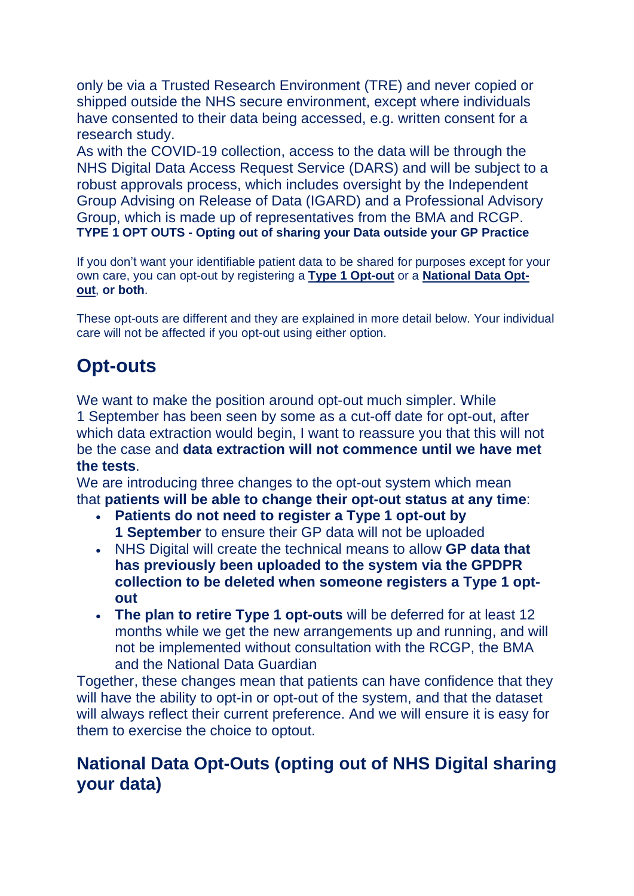only be via a Trusted Research Environment (TRE) and never copied or shipped outside the NHS secure environment, except where individuals have consented to their data being accessed, e.g. written consent for a research study.

As with the COVID-19 collection, access to the data will be through the NHS Digital Data Access Request Service (DARS) and will be subject to a robust approvals process, which includes oversight by the Independent Group Advising on Release of Data (IGARD) and a Professional Advisory Group, which is made up of representatives from the BMA and RCGP.

**TYPE 1 OPT OUTS - Opting out of sharing your Data outside your GP Practice**

If you don't want your identifiable patient data to be shared for purposes except for your own care, you can opt-out by registering a **Type 1 Opt-out** or a **National Data Opt-out**, **or both**.

These opt-outs are different and they are explained in more detail below. Your individual care will not be affected if you opt-out using either option.

## Opt-outs

We want to make the position around opt-out much simpler. While 1 September has been seen by some as a cut-off date for opt-out, after which data extraction would begin, I want to reassure you that this will not be the case and **data extraction will not commence until we have met the tests**.

We are introducing three changes to the opt-out system which mean that **patients will be able to change their opt-out status at any time**:

- **Patients do not need to register a Type 1 opt-out by 1 September** to ensure their GP data will not be uploaded
- NHS Digital will create the technical means to allow **GP data that has previously been uploaded to the system via the GPDPR collection to be deleted when someone registers a Type 1 opt-out**
- **The plan to retire Type 1 opt-outs** will be deferred for at least 12 months while we get the new arrangements up and running, and will not be implemented without consultation with the RCGP, the BMA and the National Data Guardian

Together, these changes mean that patients can have confidence that they will have the ability to opt-in or opt-out of the system, and that the dataset will always reflect their current preference. And we will ensure it is easy for them to exercise the choice to optout.

## National Data Opt-Outs (opting out of NHS Digital sharing your data)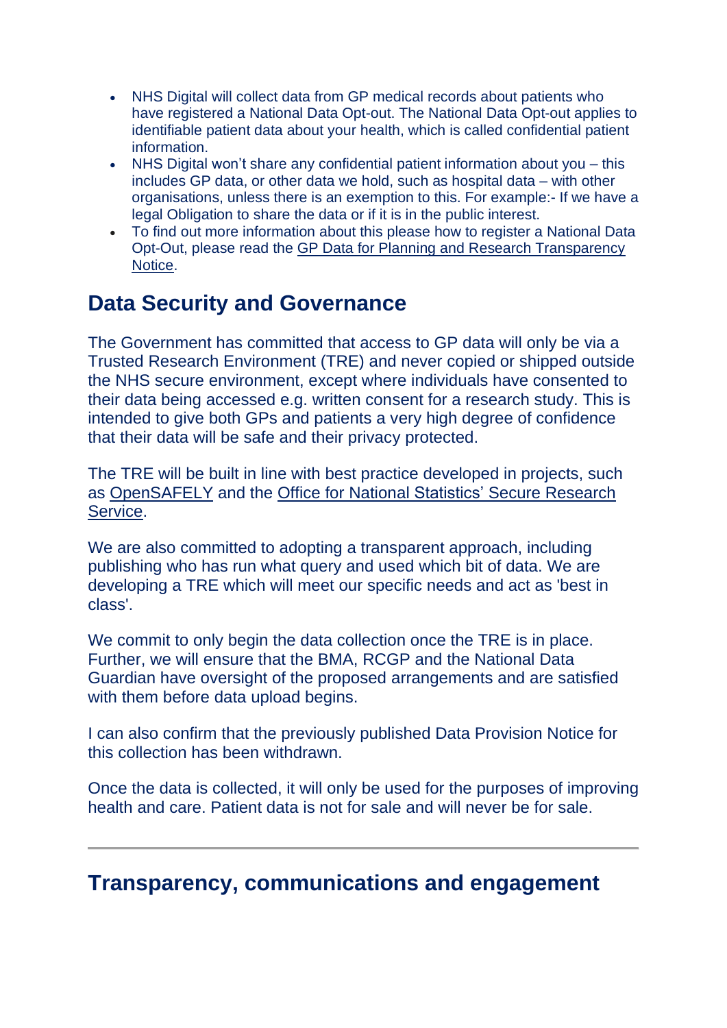- NHS Digital will collect data from GP medical records about patients who have registered a National Data Opt-out. The National Data Opt-out applies to identifiable patient data about your health, which is called confidential patient information.
- NHS Digital won't share any confidential patient information about you – this includes GP data, or other data we hold, such as hospital data – with other organisations, unless there is an exemption to this. For example:- If we have a legal Obligation to share the data or if it is in the public interest.
- To find out more information about this please how to register a National Data Opt-Out, please read the GP Data for Planning and Research Transparency Notice.

## Data Security and Governance

The Government has committed that access to GP data will only be via a Trusted Research Environment (TRE) and never copied or shipped outside the NHS secure environment, except where individuals have consented to their data being accessed e.g. written consent for a research study. This is intended to give both GPs and patients a very high degree of confidence that their data will be safe and their privacy protected.

The TRE will be built in line with best practice developed in projects, such as OpenSAFELY and the Office for National Statistics' Secure Research Service.

We are also committed to adopting a transparent approach, including publishing who has run what query and used which bit of data. We are developing a TRE which will meet our specific needs and act as 'best in class'.

We commit to only begin the data collection once the TRE is in place. Further, we will ensure that the BMA, RCGP and the National Data Guardian have oversight of the proposed arrangements and are satisfied with them before data upload begins.

I can also confirm that the previously published Data Provision Notice for this collection has been withdrawn.

Once the data is collected, it will only be used for the purposes of improving health and care. Patient data is not for sale and will never be for sale.

---

## Transparency, communications and engagement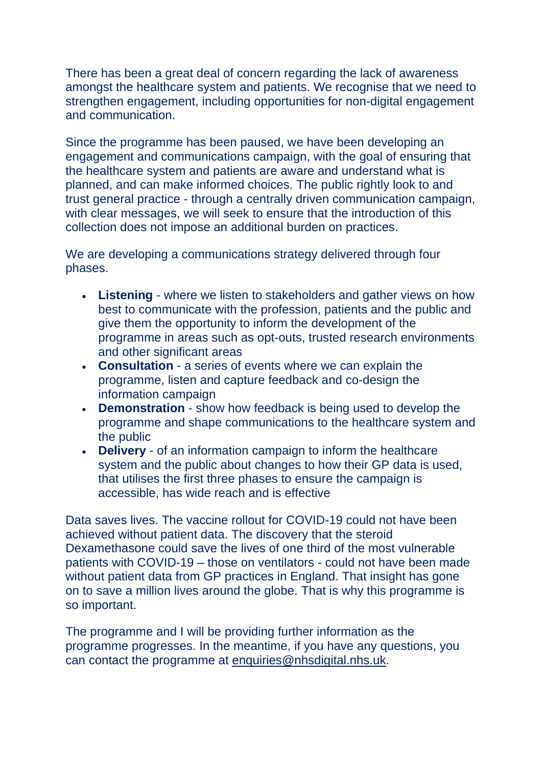There has been a great deal of concern regarding the lack of awareness amongst the healthcare system and patients. We recognise that we need to strengthen engagement, including opportunities for non-digital engagement and communication.

Since the programme has been paused, we have been developing an engagement and communications campaign, with the goal of ensuring that the healthcare system and patients are aware and understand what is planned, and can make informed choices. The public rightly look to and trust general practice - through a centrally driven communication campaign, with clear messages, we will seek to ensure that the introduction of this collection does not impose an additional burden on practices.

We are developing a communications strategy delivered through four phases.

- **Listening** - where we listen to stakeholders and gather views on how best to communicate with the profession, patients and the public and give them the opportunity to inform the development of the programme in areas such as opt-outs, trusted research environments and other significant areas
- **Consultation** - a series of events where we can explain the programme, listen and capture feedback and co-design the information campaign
- **Demonstration** - show how feedback is being used to develop the programme and shape communications to the healthcare system and the public
- **Delivery** - of an information campaign to inform the healthcare system and the public about changes to how their GP data is used, that utilises the first three phases to ensure the campaign is accessible, has wide reach and is effective

Data saves lives. The vaccine rollout for COVID-19 could not have been achieved without patient data. The discovery that the steroid Dexamethasone could save the lives of one third of the most vulnerable patients with COVID-19 – those on ventilators - could not have been made without patient data from GP practices in England. That insight has gone on to save a million lives around the globe. That is why this programme is so important.

The programme and I will be providing further information as the programme progresses. In the meantime, if you have any questions, you can contact the programme at enquiries@nhsdigital.nhs.uk.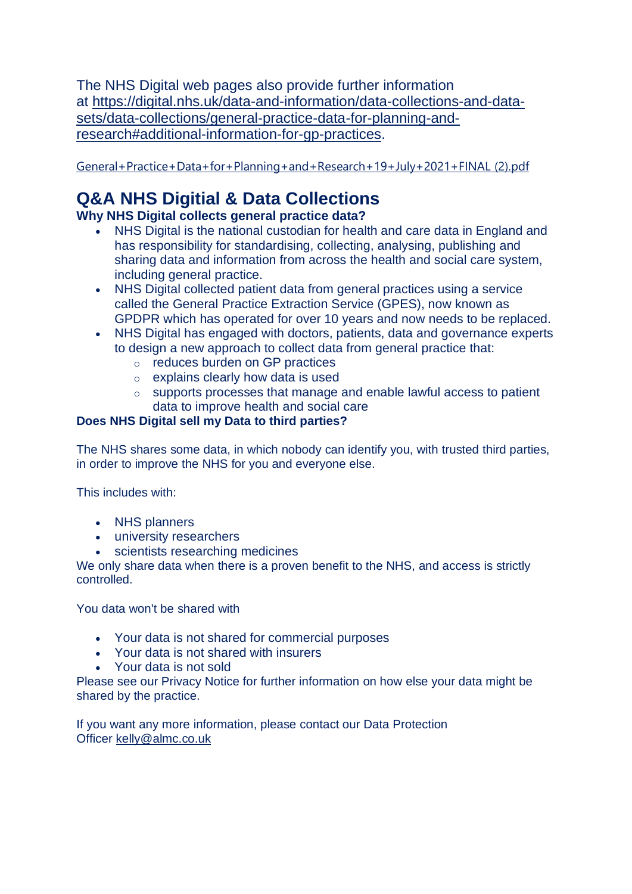The NHS Digital web pages also provide further information at [https://digital.nhs.uk/data-and-information/data-collections-and-data-sets/data-collections/general-practice-data-for-planning-and-research#additional-information-for-gp-practices](https://digital.nhs.uk/data-and-information/data-collections-and-data-sets/data-collections/general-practice-data-for-planning-and-research#additional-information-for-gp-practices).

General+Practice+Data+for+Planning+and+Research+19+July+2021+FINAL (2).pdf

## Q&A NHS Digitial & Data Collections

**Why NHS Digital collects general practice data?**

- NHS Digital is the national custodian for health and care data in England and has responsibility for standardising, collecting, analysing, publishing and sharing data and information from across the health and social care system, including general practice.
- NHS Digital collected patient data from general practices using a service called the General Practice Extraction Service (GPES), now known as GPDPR which has operated for over 10 years and now needs to be replaced.
- NHS Digital has engaged with doctors, patients, data and governance experts to design a new approach to collect data from general practice that:
  - reduces burden on GP practices
  - explains clearly how data is used
  - supports processes that manage and enable lawful access to patient data to improve health and social care

**Does NHS Digital sell my Data to third parties?**

The NHS shares some data, in which nobody can identify you, with trusted third parties, in order to improve the NHS for you and everyone else.

This includes with:

- NHS planners
- university researchers
- scientists researching medicines

We only share data when there is a proven benefit to the NHS, and access is strictly controlled.

You data won't be shared with

- Your data is not shared for commercial purposes
- Your data is not shared with insurers
- Your data is not sold

Please see our Privacy Notice for further information on how else your data might be shared by the practice.

If you want any more information, please contact our Data Protection Officer kelly@almc.co.uk